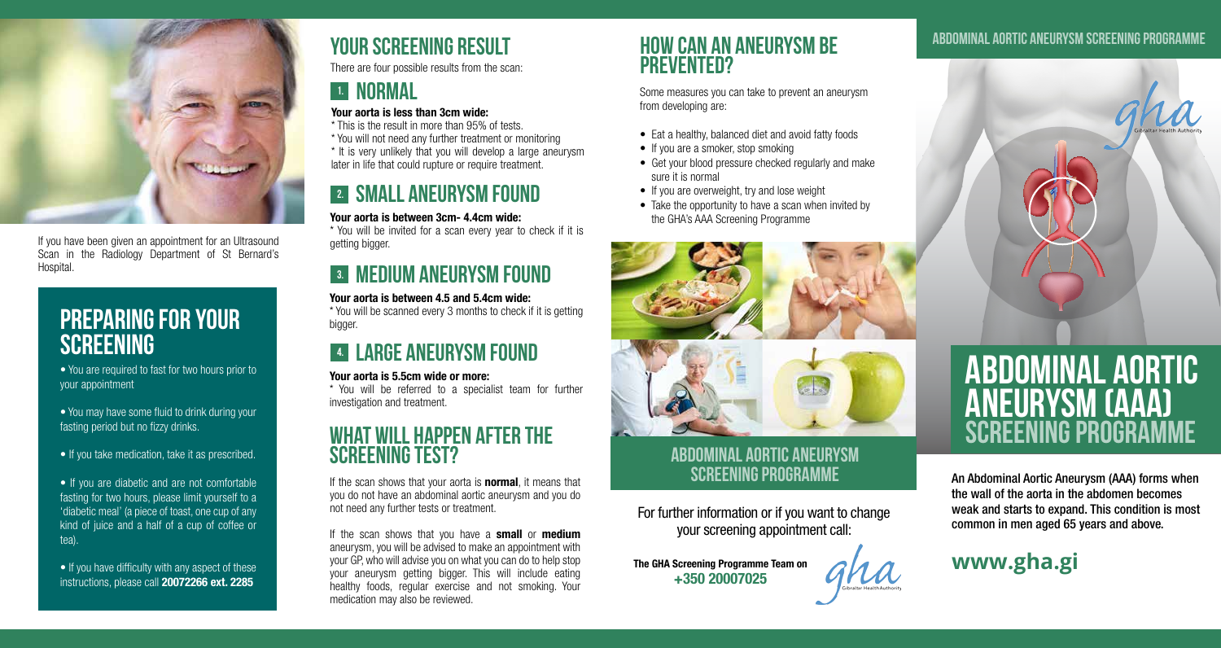If you have been given an appointment for an Ultrasound Scan in the Radiology Department of St Bernard's Hospital.

## Preparing for your Screening

- You are required to fast for two hours prior to your appointment
- You may have some fluid to drink during your fasting period but no fizzy drinks.
- If you take medication, take it as prescribed.
- If you are diabetic and are not comfortable fasting for two hours, please limit yourself to a 'diabetic meal' (a piece of toast, one cup of any kind of juice and a half of a cup of coffee or tea).
- If you have difficulty with any aspect of these instructions, please call **20072266 ext. 2285**

## Your Screening Result

There are four possible results from the scan:

### 1. Normal

**Your aorta is less than 3cm wide:**

* This is the result in more than 95% of tests.
* You will not need any further treatment or monitoring
* It is very unlikely that you will develop a large aneurysm later in life that could rupture or require treatment.

### 2. Small Aneurysm Found

**Your aorta is between 3cm- 4.4cm wide:**

* You will be invited for a scan every year to check if it is getting bigger.

### 3. Medium Aneurysm Found

**Your aorta is between 4.5 and 5.4cm wide:**

* You will be scanned every 3 months to check if it is getting bigger.

### 4. Large Aneurysm Found

**Your aorta is 5.5cm wide or more:**

* You will be referred to a specialist team for further investigation and treatment.

## What will happen after the screening test?

If the scan shows that your aorta is **normal**, it means that you do not have an abdominal aortic aneurysm and you do not need any further tests or treatment.

If the scan shows that you have a **small** or **medium** aneurysm, you will be advised to make an appointment with your GP, who will advise you on what you can do to help stop your aneurysm getting bigger. This will include eating healthy foods, regular exercise and not smoking. Your medication may also be reviewed.

## How can an aneurysm be prevented?

Some measures you can take to prevent an aneurysm from developing are:

- Eat a healthy, balanced diet and avoid fatty foods
- If you are a smoker, stop smoking
- Get your blood pressure checked regularly and make sure it is normal
- If you are overweight, try and lose weight
- Take the opportunity to have a scan when invited by the GHA's AAA Screening Programme

## Abdominal Aortic Aneurysm Screening Programme

For further information or if you want to change your screening appointment call:

**The GHA Screening Programme Team on +350 20007025**

gha Gibraltar Health Authority

Abdominal Aortic Aneurysm Screening Programme

gha Gibraltar Health Authority

# Abdominal Aortic Aneurysm (AAA) Screening Programme

**An Abdominal Aortic Aneurysm (AAA) forms when the wall of the aorta in the abdomen becomes weak and starts to expand. This condition is most common in men aged 65 years and above.**

**www.gha.gi**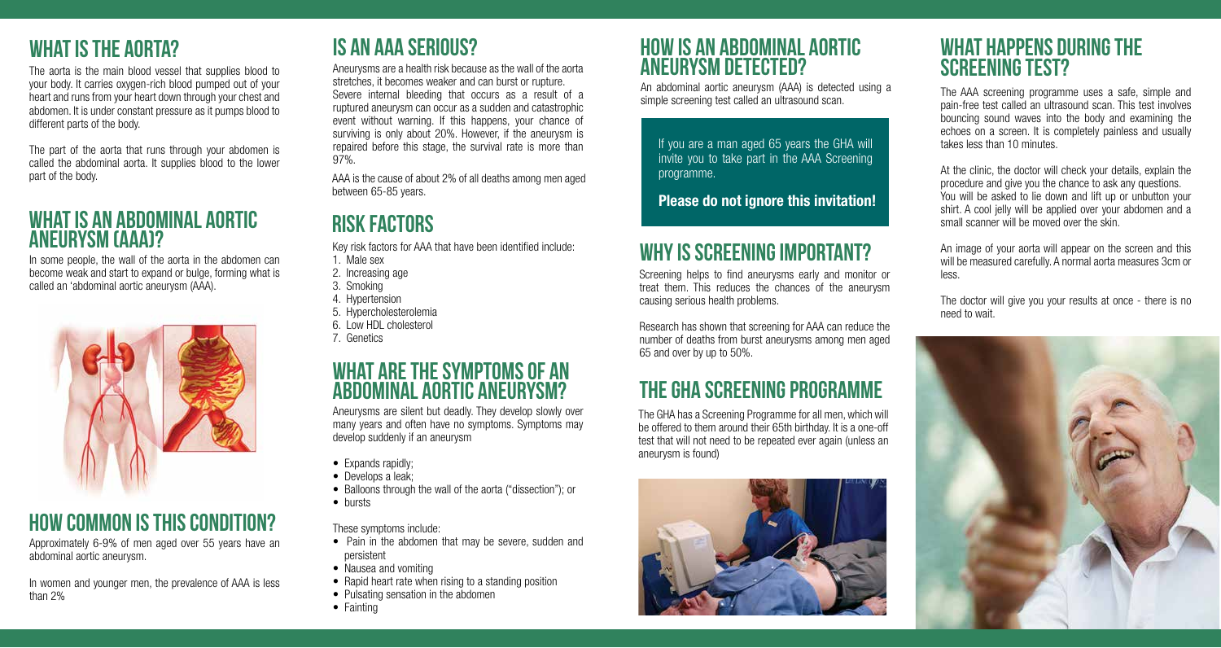## What is the aorta?

The aorta is the main blood vessel that supplies blood to your body. It carries oxygen-rich blood pumped out of your heart and runs from your heart down through your chest and abdomen. It is under constant pressure as it pumps blood to different parts of the body.

The part of the aorta that runs through your abdomen is called the abdominal aorta. It supplies blood to the lower part of the body.

## What is an abdominal aortic aneurysm (AAA)?

In some people, the wall of the aorta in the abdomen can become weak and start to expand or bulge, forming what is called an 'abdominal aortic aneurysm (AAA).

## How common is this condition?

Approximately 6-9% of men aged over 55 years have an abdominal aortic aneurysm.

In women and younger men, the prevalence of AAA is less than 2%

## Is an AAA serious?

Aneurysms are a health risk because as the wall of the aorta stretches, it becomes weaker and can burst or rupture. Severe internal bleeding that occurs as a result of a ruptured aneurysm can occur as a sudden and catastrophic event without warning. If this happens, your chance of surviving is only about 20%. However, if the aneurysm is repaired before this stage, the survival rate is more than 97%.

AAA is the cause of about 2% of all deaths among men aged between 65-85 years.

## Risk factors

Key risk factors for AAA that have been identified include:

1. Male sex
2. Increasing age
3. Smoking
4. Hypertension
5. Hypercholesterolemia
6. Low HDL cholesterol
7. Genetics

## What are the symptoms of an abdominal aortic aneurysm?

Aneurysms are silent but deadly. They develop slowly over many years and often have no symptoms. Symptoms may develop suddenly if an aneurysm

- Expands rapidly;
- Develops a leak;
- Balloons through the wall of the aorta ("dissection"); or
- bursts

These symptoms include:

- Pain in the abdomen that may be severe, sudden and persistent
- Nausea and vomiting
- Rapid heart rate when rising to a standing position
- Pulsating sensation in the abdomen
- Fainting

## How is an abdominal aortic aneurysm detected?

An abdominal aortic aneurysm (AAA) is detected using a simple screening test called an ultrasound scan.

If you are a man aged 65 years the GHA will invite you to take part in the AAA Screening programme.

**Please do not ignore this invitation!**

## Why is screening important?

Screening helps to find aneurysms early and monitor or treat them. This reduces the chances of the aneurysm causing serious health problems.

Research has shown that screening for AAA can reduce the number of deaths from burst aneurysms among men aged 65 and over by up to 50%.

## The GHA Screening Programme

The GHA has a Screening Programme for all men, which will be offered to them around their 65th birthday. It is a one-off test that will not need to be repeated ever again (unless an aneurysm is found)

## What happens during the screening test?

The AAA screening programme uses a safe, simple and pain-free test called an ultrasound scan. This test involves bouncing sound waves into the body and examining the echoes on a screen. It is completely painless and usually takes less than 10 minutes.

At the clinic, the doctor will check your details, explain the procedure and give you the chance to ask any questions. You will be asked to lie down and lift up or unbutton your shirt. A cool jelly will be applied over your abdomen and a small scanner will be moved over the skin.

An image of your aorta will appear on the screen and this will be measured carefully. A normal aorta measures 3cm or less.

The doctor will give you your results at once - there is no need to wait.